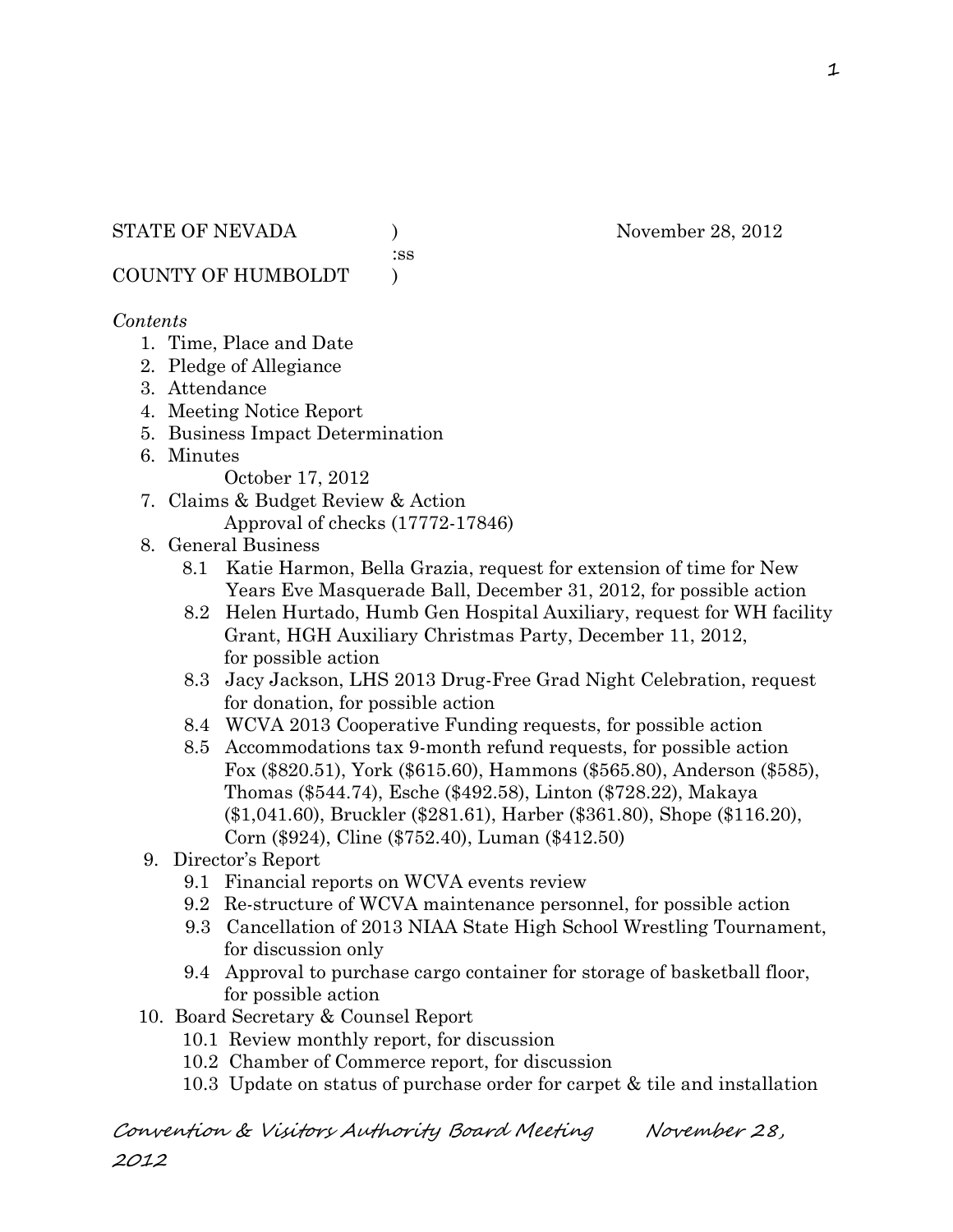STATE OF NEVADA ) November 28, 2012
:ss
COUNTY OF HUMBOLDT )

*Contents*

1. Time, Place and Date
2. Pledge of Allegiance
3. Attendance
4. Meeting Notice Report
5. Business Impact Determination
6. Minutes
   October 17, 2012
7. Claims & Budget Review & Action
   Approval of checks (17772-17846)
8. General Business
   - 8.1 Katie Harmon, Bella Grazia, request for extension of time for New Years Eve Masquerade Ball, December 31, 2012, for possible action
   - 8.2 Helen Hurtado, Humb Gen Hospital Auxiliary, request for WH facility Grant, HGH Auxiliary Christmas Party, December 11, 2012, for possible action
   - 8.3 Jacy Jackson, LHS 2013 Drug-Free Grad Night Celebration, request for donation, for possible action
   - 8.4 WCVA 2013 Cooperative Funding requests, for possible action
   - 8.5 Accommodations tax 9-month refund requests, for possible action Fox ($820.51), York ($615.60), Hammons ($565.80), Anderson ($585), Thomas ($544.74), Esche ($492.58), Linton ($728.22), Makaya ($1,041.60), Bruckler ($281.61), Harber ($361.80), Shope ($116.20), Corn ($924), Cline ($752.40), Luman ($412.50)
9. Director's Report
   - 9.1 Financial reports on WCVA events review
   - 9.2 Re-structure of WCVA maintenance personnel, for possible action
   - 9.3 Cancellation of 2013 NIAA State High School Wrestling Tournament, for discussion only
   - 9.4 Approval to purchase cargo container for storage of basketball floor, for possible action
10. Board Secretary & Counsel Report
    - 10.1 Review monthly report, for discussion
    - 10.2 Chamber of Commerce report, for discussion
    - 10.3 Update on status of purchase order for carpet & tile and installation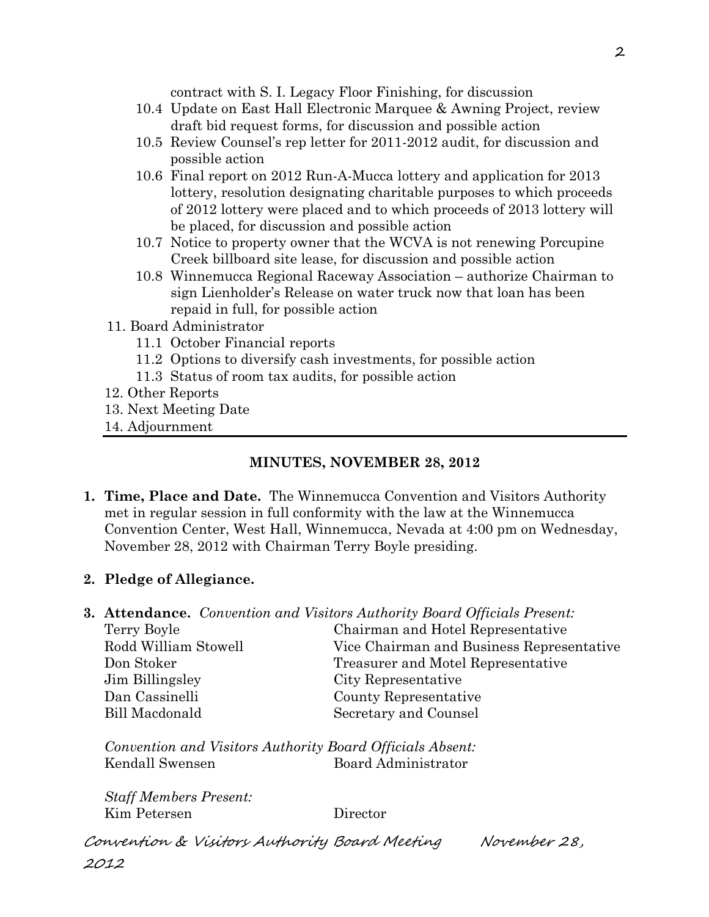contract with S. I. Legacy Floor Finishing, for discussion

10.4 Update on East Hall Electronic Marquee & Awning Project, review draft bid request forms, for discussion and possible action

10.5 Review Counsel's rep letter for 2011-2012 audit, for discussion and possible action

10.6 Final report on 2012 Run-A-Mucca lottery and application for 2013 lottery, resolution designating charitable purposes to which proceeds of 2012 lottery were placed and to which proceeds of 2013 lottery will be placed, for discussion and possible action

10.7 Notice to property owner that the WCVA is not renewing Porcupine Creek billboard site lease, for discussion and possible action

10.8 Winnemucca Regional Raceway Association – authorize Chairman to sign Lienholder's Release on water truck now that loan has been repaid in full, for possible action

11. Board Administrator
    - 11.1 October Financial reports
    - 11.2 Options to diversify cash investments, for possible action
    - 11.3 Status of room tax audits, for possible action
12. Other Reports
13. Next Meeting Date
14. Adjournment

## MINUTES, NOVEMBER 28, 2012

**1. Time, Place and Date.** The Winnemucca Convention and Visitors Authority met in regular session in full conformity with the law at the Winnemucca Convention Center, West Hall, Winnemucca, Nevada at 4:00 pm on Wednesday, November 28, 2012 with Chairman Terry Boyle presiding.

**2. Pledge of Allegiance.**

**3. Attendance.** *Convention and Visitors Authority Board Officials Present:*

| | |
|---|---|
| Terry Boyle | Chairman and Hotel Representative |
| Rodd William Stowell | Vice Chairman and Business Representative |
| Don Stoker | Treasurer and Motel Representative |
| Jim Billingsley | City Representative |
| Dan Cassinelli | County Representative |
| Bill Macdonald | Secretary and Counsel |

*Convention and Visitors Authority Board Officials Absent:*

| | |
|---|---|
| Kendall Swensen | Board Administrator |

*Staff Members Present:*

| | |
|---|---|
| Kim Petersen | Director |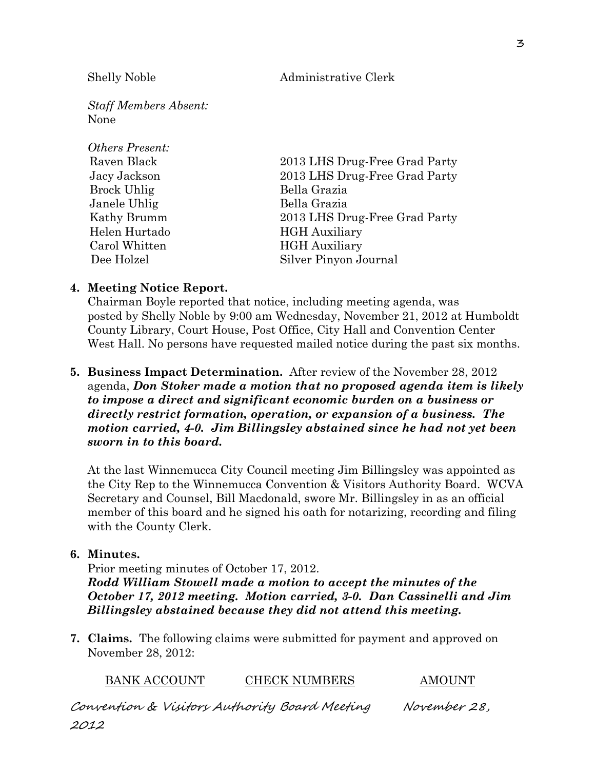| | |
|---|---|
| Shelly Noble | Administrative Clerk |

*Staff Members Absent:*
None

*Others Present:*

| | |
|---|---|
| Raven Black | 2013 LHS Drug-Free Grad Party |
| Jacy Jackson | 2013 LHS Drug-Free Grad Party |
| Brock Uhlig | Bella Grazia |
| Janele Uhlig | Bella Grazia |
| Kathy Brumm | 2013 LHS Drug-Free Grad Party |
| Helen Hurtado | HGH Auxiliary |
| Carol Whitten | HGH Auxiliary |
| Dee Holzel | Silver Pinyon Journal |

**4. Meeting Notice Report.**
Chairman Boyle reported that notice, including meeting agenda, was posted by Shelly Noble by 9:00 am Wednesday, November 21, 2012 at Humboldt County Library, Court House, Post Office, City Hall and Convention Center West Hall. No persons have requested mailed notice during the past six months.

**5. Business Impact Determination.** After review of the November 28, 2012 agenda, ***Don Stoker made a motion that no proposed agenda item is likely to impose a direct and significant economic burden on a business or directly restrict formation, operation, or expansion of a business. The motion carried, 4-0. Jim Billingsley abstained since he had not yet been sworn in to this board.***

At the last Winnemucca City Council meeting Jim Billingsley was appointed as the City Rep to the Winnemucca Convention & Visitors Authority Board. WCVA Secretary and Counsel, Bill Macdonald, swore Mr. Billingsley in as an official member of this board and he signed his oath for notarizing, recording and filing with the County Clerk.

**6. Minutes.**
Prior meeting minutes of October 17, 2012.
***Rodd William Stowell made a motion to accept the minutes of the October 17, 2012 meeting. Motion carried, 3-0. Dan Cassinelli and Jim Billingsley abstained because they did not attend this meeting.***

**7. Claims.** The following claims were submitted for payment and approved on November 28, 2012:

| BANK ACCOUNT | CHECK NUMBERS | AMOUNT |
|---|---|---|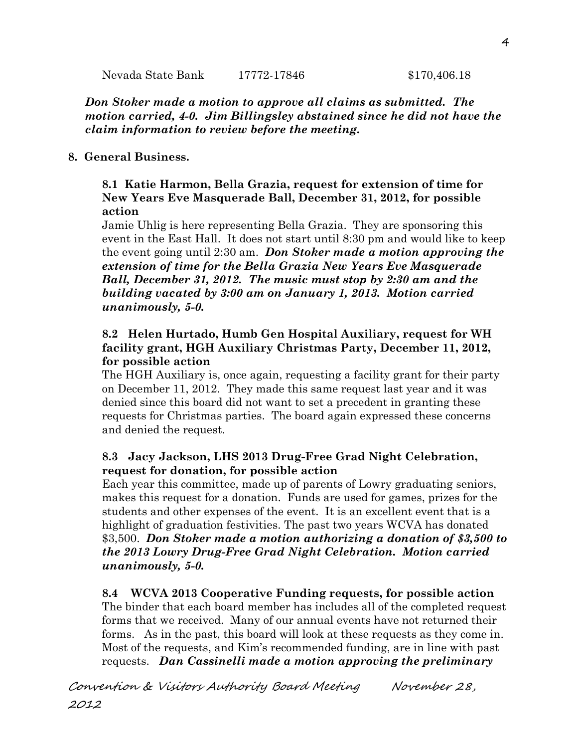Nevada State Bank 17772-17846 $170,406.18

***Don Stoker made a motion to approve all claims as submitted. The motion carried, 4-0. Jim Billingsley abstained since he did not have the claim information to review before the meeting.***

**8. General Business.**

**8.1 Katie Harmon, Bella Grazia, request for extension of time for New Years Eve Masquerade Ball, December 31, 2012, for possible action**

Jamie Uhlig is here representing Bella Grazia. They are sponsoring this event in the East Hall. It does not start until 8:30 pm and would like to keep the event going until 2:30 am. ***Don Stoker made a motion approving the extension of time for the Bella Grazia New Years Eve Masquerade Ball, December 31, 2012. The music must stop by 2:30 am and the building vacated by 3:00 am on January 1, 2013. Motion carried unanimously, 5-0.***

**8.2 Helen Hurtado, Humb Gen Hospital Auxiliary, request for WH facility grant, HGH Auxiliary Christmas Party, December 11, 2012, for possible action**

The HGH Auxiliary is, once again, requesting a facility grant for their party on December 11, 2012. They made this same request last year and it was denied since this board did not want to set a precedent in granting these requests for Christmas parties. The board again expressed these concerns and denied the request.

**8.3 Jacy Jackson, LHS 2013 Drug-Free Grad Night Celebration, request for donation, for possible action**

Each year this committee, made up of parents of Lowry graduating seniors, makes this request for a donation. Funds are used for games, prizes for the students and other expenses of the event. It is an excellent event that is a highlight of graduation festivities. The past two years WCVA has donated $3,500. ***Don Stoker made a motion authorizing a donation of $3,500 to the 2013 Lowry Drug-Free Grad Night Celebration. Motion carried unanimously, 5-0.***

**8.4 WCVA 2013 Cooperative Funding requests, for possible action**

The binder that each board member has includes all of the completed request forms that we received. Many of our annual events have not returned their forms. As in the past, this board will look at these requests as they come in. Most of the requests, and Kim's recommended funding, are in line with past requests. ***Dan Cassinelli made a motion approving the preliminary***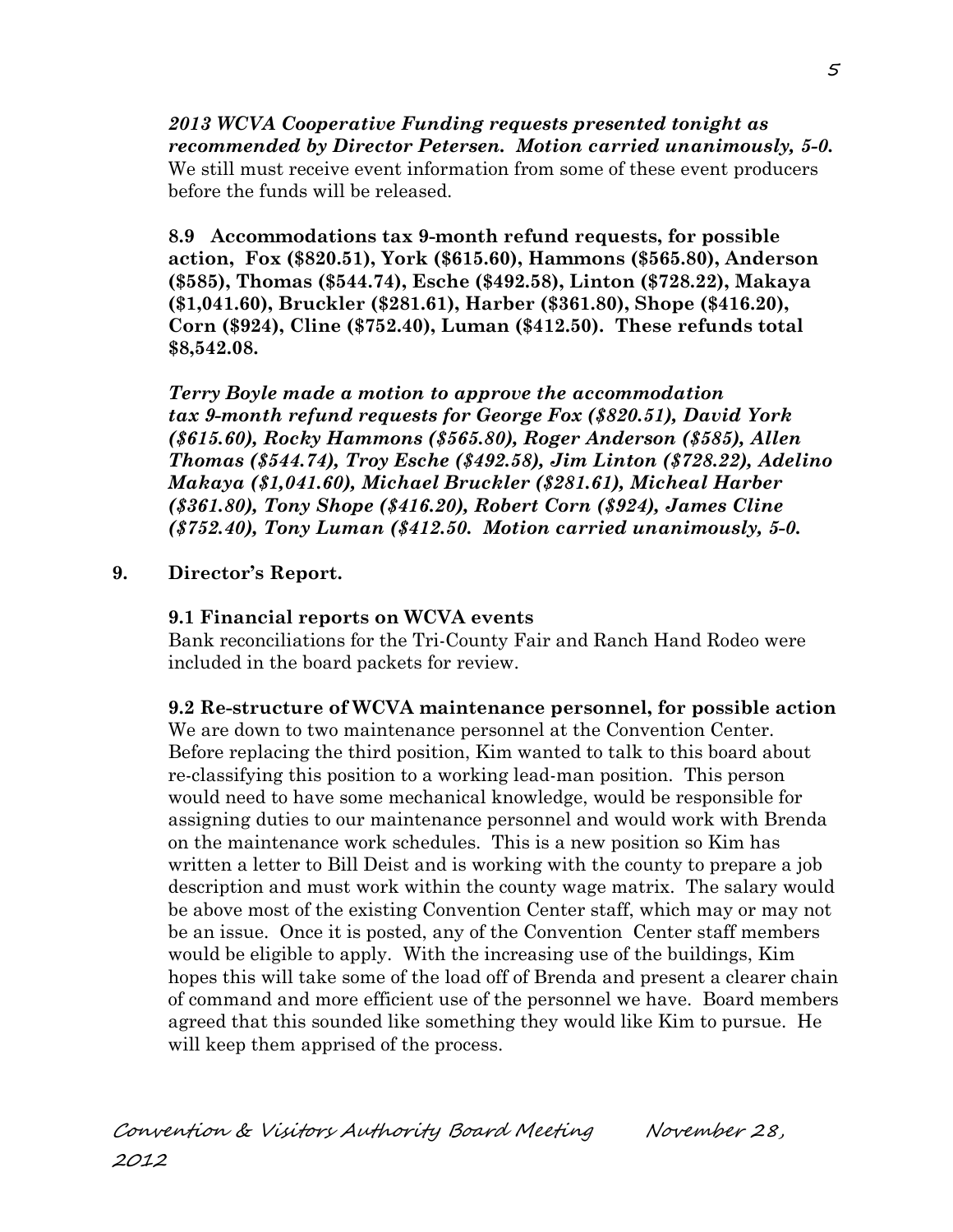***2013 WCVA Cooperative Funding requests presented tonight as recommended by Director Petersen. Motion carried unanimously, 5-0.*** We still must receive event information from some of these event producers before the funds will be released.

**8.9 Accommodations tax 9-month refund requests, for possible action, Fox ($820.51), York ($615.60), Hammons ($565.80), Anderson ($585), Thomas ($544.74), Esche ($492.58), Linton ($728.22), Makaya ($1,041.60), Bruckler ($281.61), Harber ($361.80), Shope ($416.20), Corn ($924), Cline ($752.40), Luman ($412.50). These refunds total $8,542.08.**

***Terry Boyle made a motion to approve the accommodation tax 9-month refund requests for George Fox ($820.51), David York ($615.60), Rocky Hammons ($565.80), Roger Anderson ($585), Allen Thomas ($544.74), Troy Esche ($492.58), Jim Linton ($728.22), Adelino Makaya ($1,041.60), Michael Bruckler ($281.61), Micheal Harber ($361.80), Tony Shope ($416.20), Robert Corn ($924), James Cline ($752.40), Tony Luman ($412.50. Motion carried unanimously, 5-0.***

**9. Director's Report.**

**9.1 Financial reports on WCVA events**
Bank reconciliations for the Tri-County Fair and Ranch Hand Rodeo were included in the board packets for review.

**9.2 Re-structure of WCVA maintenance personnel, for possible action**
We are down to two maintenance personnel at the Convention Center. Before replacing the third position, Kim wanted to talk to this board about re-classifying this position to a working lead-man position. This person would need to have some mechanical knowledge, would be responsible for assigning duties to our maintenance personnel and would work with Brenda on the maintenance work schedules. This is a new position so Kim has written a letter to Bill Deist and is working with the county to prepare a job description and must work within the county wage matrix. The salary would be above most of the existing Convention Center staff, which may or may not be an issue. Once it is posted, any of the Convention Center staff members would be eligible to apply. With the increasing use of the buildings, Kim hopes this will take some of the load off of Brenda and present a clearer chain of command and more efficient use of the personnel we have. Board members agreed that this sounded like something they would like Kim to pursue. He will keep them apprised of the process.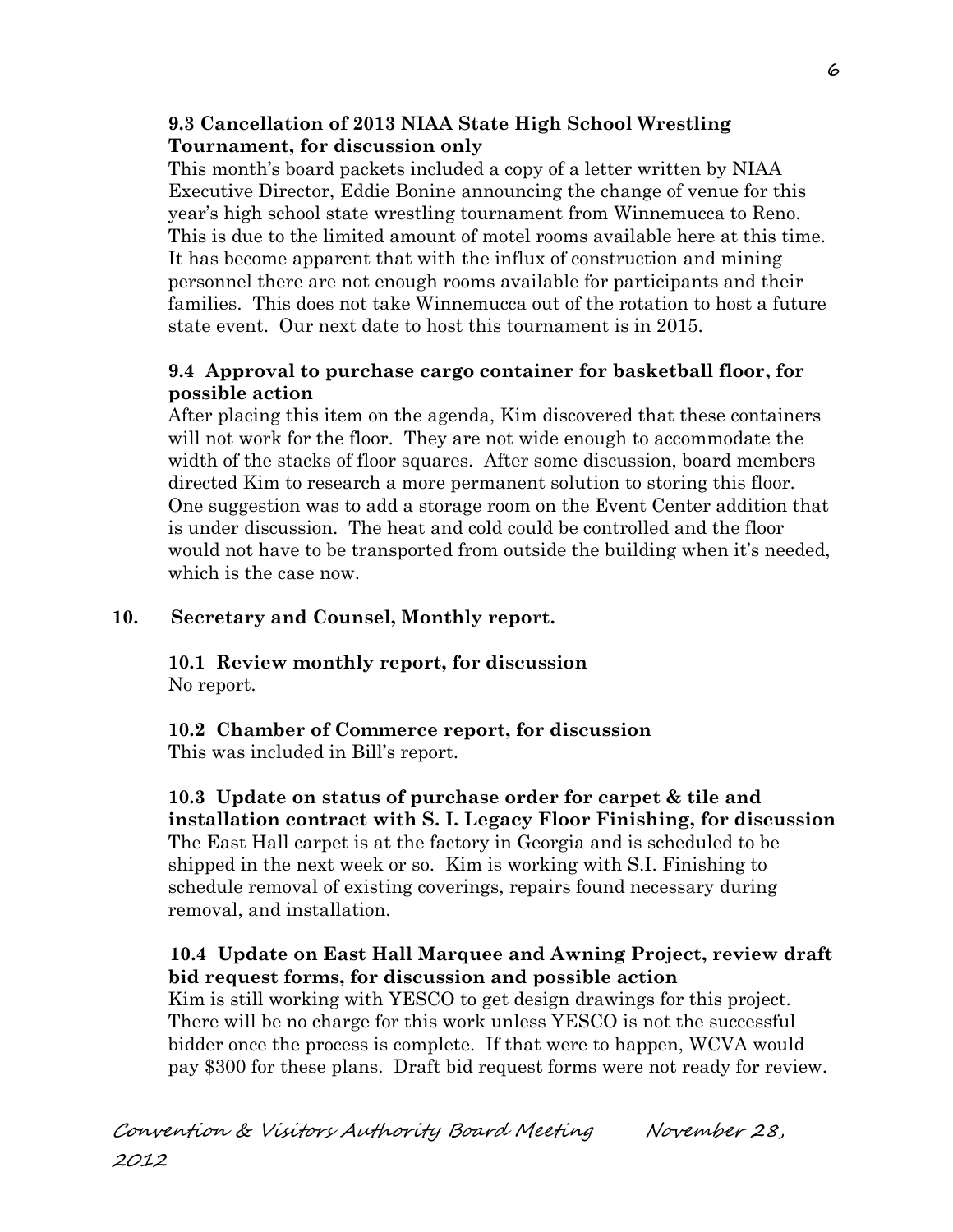### 9.3 Cancellation of 2013 NIAA State High School Wrestling Tournament, for discussion only

This month's board packets included a copy of a letter written by NIAA Executive Director, Eddie Bonine announcing the change of venue for this year's high school state wrestling tournament from Winnemucca to Reno. This is due to the limited amount of motel rooms available here at this time. It has become apparent that with the influx of construction and mining personnel there are not enough rooms available for participants and their families. This does not take Winnemucca out of the rotation to host a future state event. Our next date to host this tournament is in 2015.

### 9.4 Approval to purchase cargo container for basketball floor, for possible action

After placing this item on the agenda, Kim discovered that these containers will not work for the floor. They are not wide enough to accommodate the width of the stacks of floor squares. After some discussion, board members directed Kim to research a more permanent solution to storing this floor. One suggestion was to add a storage room on the Event Center addition that is under discussion. The heat and cold could be controlled and the floor would not have to be transported from outside the building when it's needed, which is the case now.

## 10. Secretary and Counsel, Monthly report.

### 10.1 Review monthly report, for discussion

No report.

### 10.2 Chamber of Commerce report, for discussion

This was included in Bill's report.

### 10.3 Update on status of purchase order for carpet & tile and installation contract with S. I. Legacy Floor Finishing, for discussion

The East Hall carpet is at the factory in Georgia and is scheduled to be shipped in the next week or so. Kim is working with S.I. Finishing to schedule removal of existing coverings, repairs found necessary during removal, and installation.

### 10.4 Update on East Hall Marquee and Awning Project, review draft bid request forms, for discussion and possible action

Kim is still working with YESCO to get design drawings for this project. There will be no charge for this work unless YESCO is not the successful bidder once the process is complete. If that were to happen, WCVA would pay $300 for these plans. Draft bid request forms were not ready for review.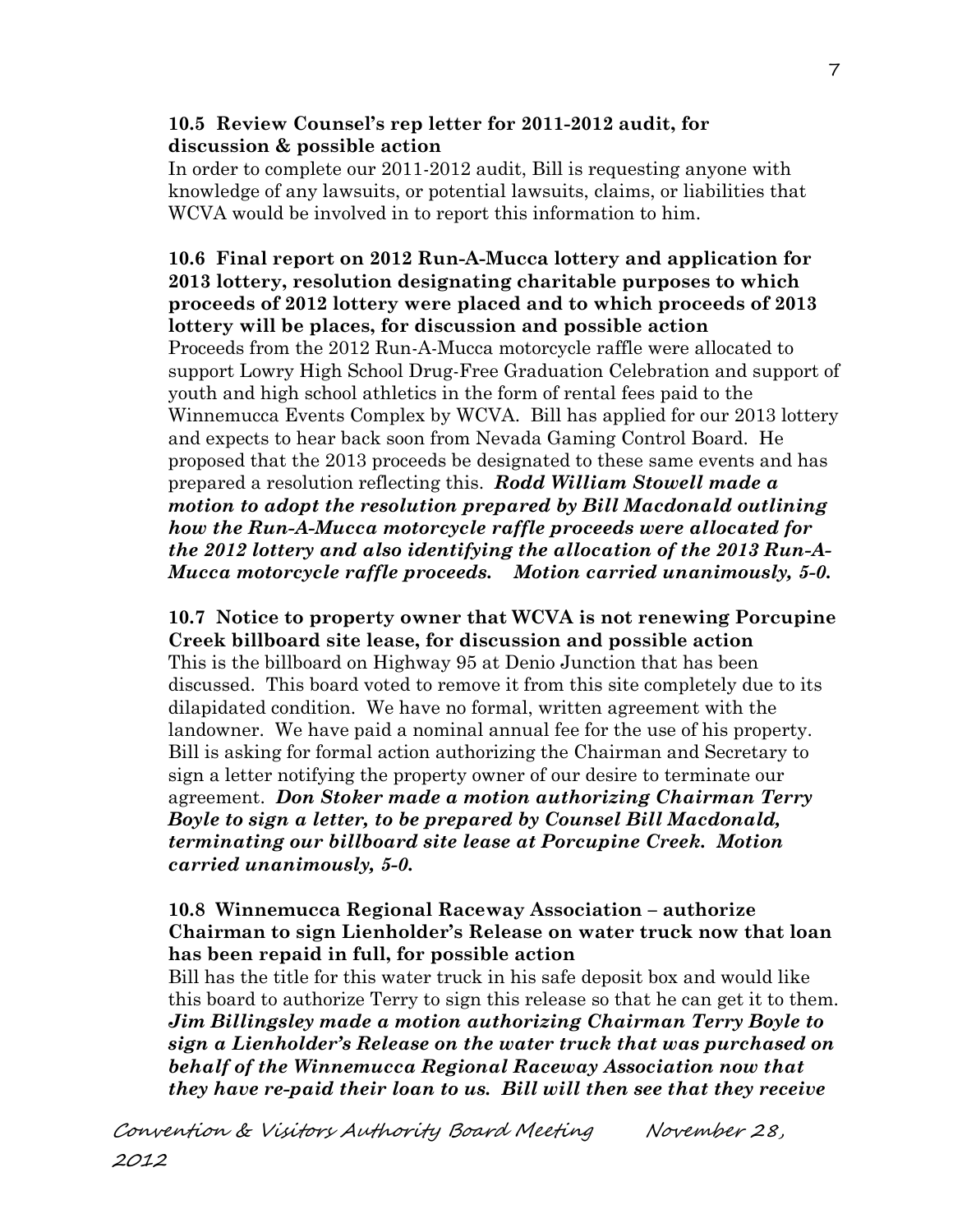**10.5 Review Counsel's rep letter for 2011-2012 audit, for discussion & possible action**

In order to complete our 2011-2012 audit, Bill is requesting anyone with knowledge of any lawsuits, or potential lawsuits, claims, or liabilities that WCVA would be involved in to report this information to him.

**10.6 Final report on 2012 Run-A-Mucca lottery and application for 2013 lottery, resolution designating charitable purposes to which proceeds of 2012 lottery were placed and to which proceeds of 2013 lottery will be places, for discussion and possible action**

Proceeds from the 2012 Run-A-Mucca motorcycle raffle were allocated to support Lowry High School Drug-Free Graduation Celebration and support of youth and high school athletics in the form of rental fees paid to the Winnemucca Events Complex by WCVA. Bill has applied for our 2013 lottery and expects to hear back soon from Nevada Gaming Control Board. He proposed that the 2013 proceeds be designated to these same events and has prepared a resolution reflecting this. ***Rodd William Stowell made a motion to adopt the resolution prepared by Bill Macdonald outlining how the Run-A-Mucca motorcycle raffle proceeds were allocated for the 2012 lottery and also identifying the allocation of the 2013 Run-A-Mucca motorcycle raffle proceeds. Motion carried unanimously, 5-0.***

**10.7 Notice to property owner that WCVA is not renewing Porcupine Creek billboard site lease, for discussion and possible action**

This is the billboard on Highway 95 at Denio Junction that has been discussed. This board voted to remove it from this site completely due to its dilapidated condition. We have no formal, written agreement with the landowner. We have paid a nominal annual fee for the use of his property. Bill is asking for formal action authorizing the Chairman and Secretary to sign a letter notifying the property owner of our desire to terminate our agreement. ***Don Stoker made a motion authorizing Chairman Terry Boyle to sign a letter, to be prepared by Counsel Bill Macdonald, terminating our billboard site lease at Porcupine Creek. Motion carried unanimously, 5-0.***

**10.8 Winnemucca Regional Raceway Association – authorize Chairman to sign Lienholder's Release on water truck now that loan has been repaid in full, for possible action**

Bill has the title for this water truck in his safe deposit box and would like this board to authorize Terry to sign this release so that he can get it to them. ***Jim Billingsley made a motion authorizing Chairman Terry Boyle to sign a Lienholder's Release on the water truck that was purchased on behalf of the Winnemucca Regional Raceway Association now that they have re-paid their loan to us. Bill will then see that they receive***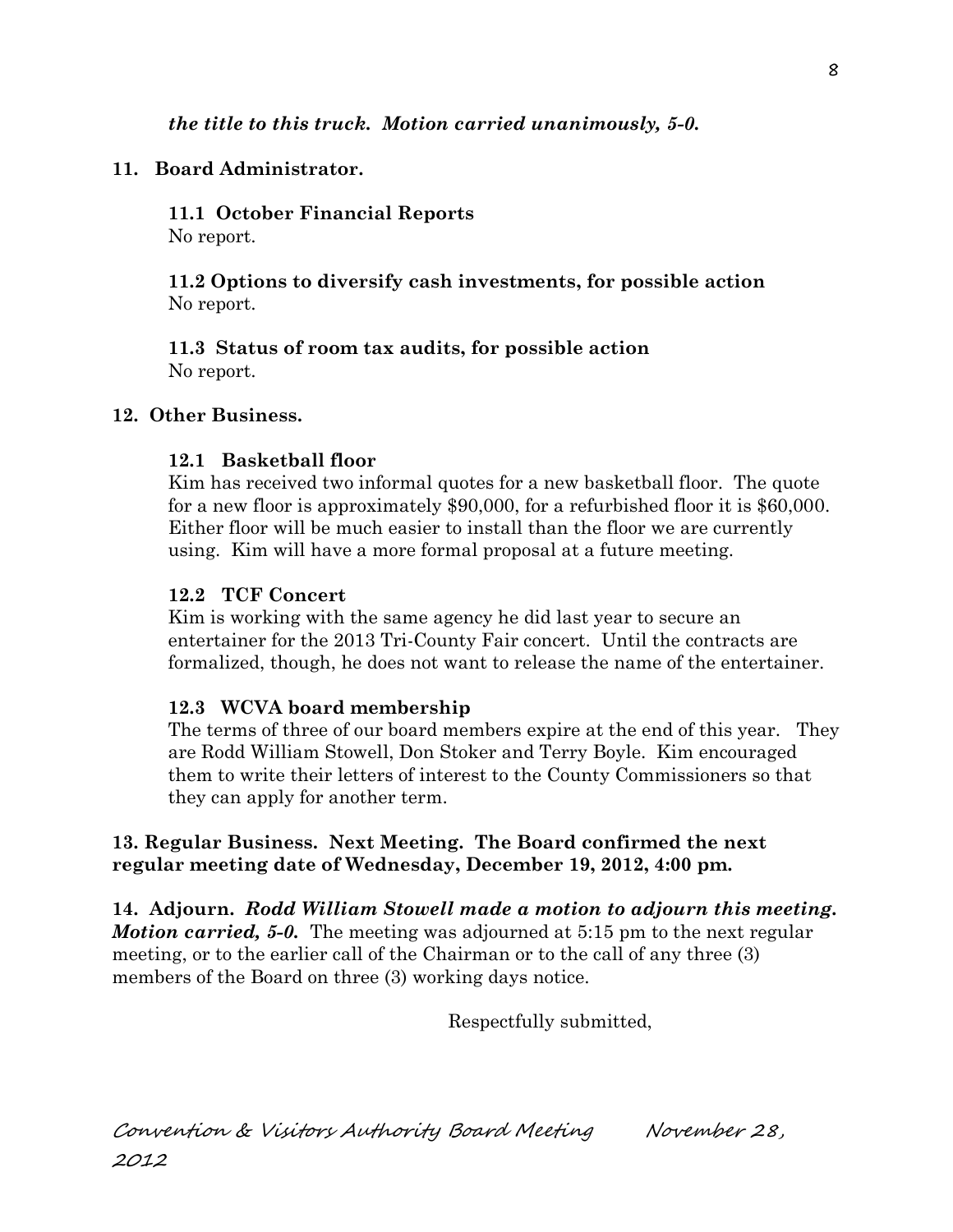***the title to this truck. Motion carried unanimously, 5-0.***

## 11. Board Administrator.

### 11.1 October Financial Reports

No report.

### 11.2 Options to diversify cash investments, for possible action

No report.

### 11.3 Status of room tax audits, for possible action

No report.

## 12. Other Business.

### 12.1 Basketball floor

Kim has received two informal quotes for a new basketball floor. The quote for a new floor is approximately $90,000, for a refurbished floor it is $60,000. Either floor will be much easier to install than the floor we are currently using. Kim will have a more formal proposal at a future meeting.

### 12.2 TCF Concert

Kim is working with the same agency he did last year to secure an entertainer for the 2013 Tri-County Fair concert. Until the contracts are formalized, though, he does not want to release the name of the entertainer.

### 12.3 WCVA board membership

The terms of three of our board members expire at the end of this year. They are Rodd William Stowell, Don Stoker and Terry Boyle. Kim encouraged them to write their letters of interest to the County Commissioners so that they can apply for another term.

**13. Regular Business. Next Meeting. The Board confirmed the next regular meeting date of Wednesday, December 19, 2012, 4:00 pm.**

**14. Adjourn.** ***Rodd William Stowell made a motion to adjourn this meeting. Motion carried, 5-0.*** The meeting was adjourned at 5:15 pm to the next regular meeting, or to the earlier call of the Chairman or to the call of any three (3) members of the Board on three (3) working days notice.

Respectfully submitted,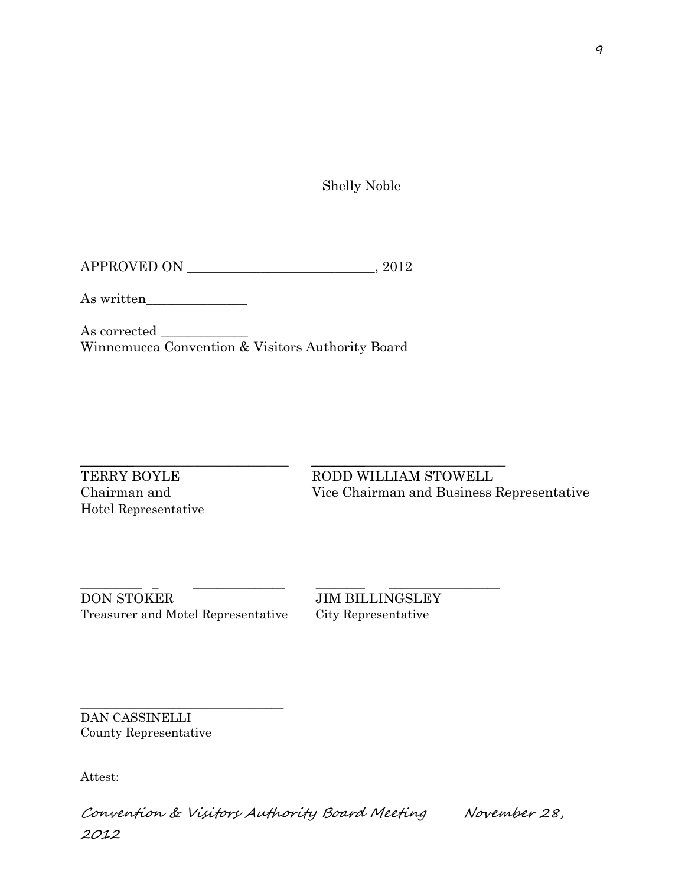Shelly Noble

APPROVED ON ____________________________, 2012

As written_______________

As corrected _____________
Winnemucca Convention & Visitors Authority Board

______________________________
TERRY BOYLE
Chairman and
Hotel Representative

______________________________
RODD WILLIAM STOWELL
Vice Chairman and Business Representative

______________________________
DON STOKER
Treasurer and Motel Representative

______________________________
JIM BILLINGSLEY
City Representative

______________________________
DAN CASSINELLI
County Representative

Attest: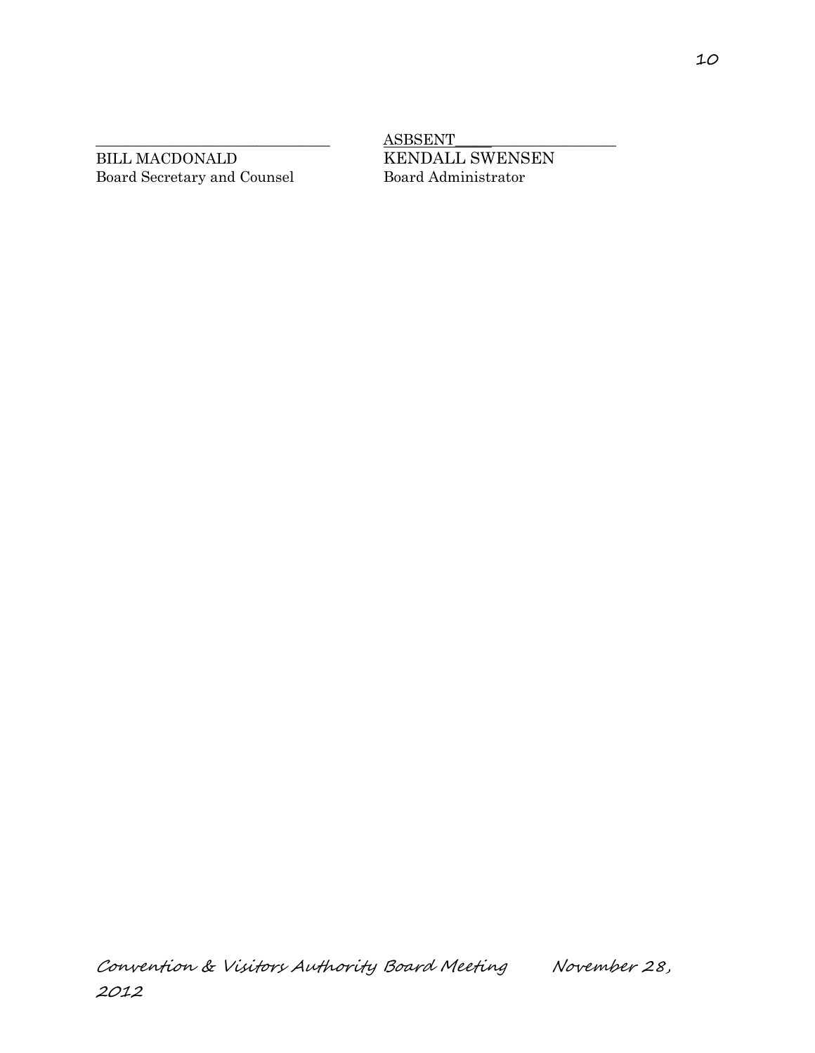\_\_\_\_\_\_\_\_\_\_\_\_\_\_\_\_\_\_\_\_\_\_\_\_\_\_\_\_\_\_\_\_

BILL MACDONALD
Board Secretary and Counsel

ASBSENT\_\_\_\_\_\_\_\_\_\_\_\_\_\_\_\_\_\_\_\_\_\_\_\_

KENDALL SWENSEN
Board Administrator